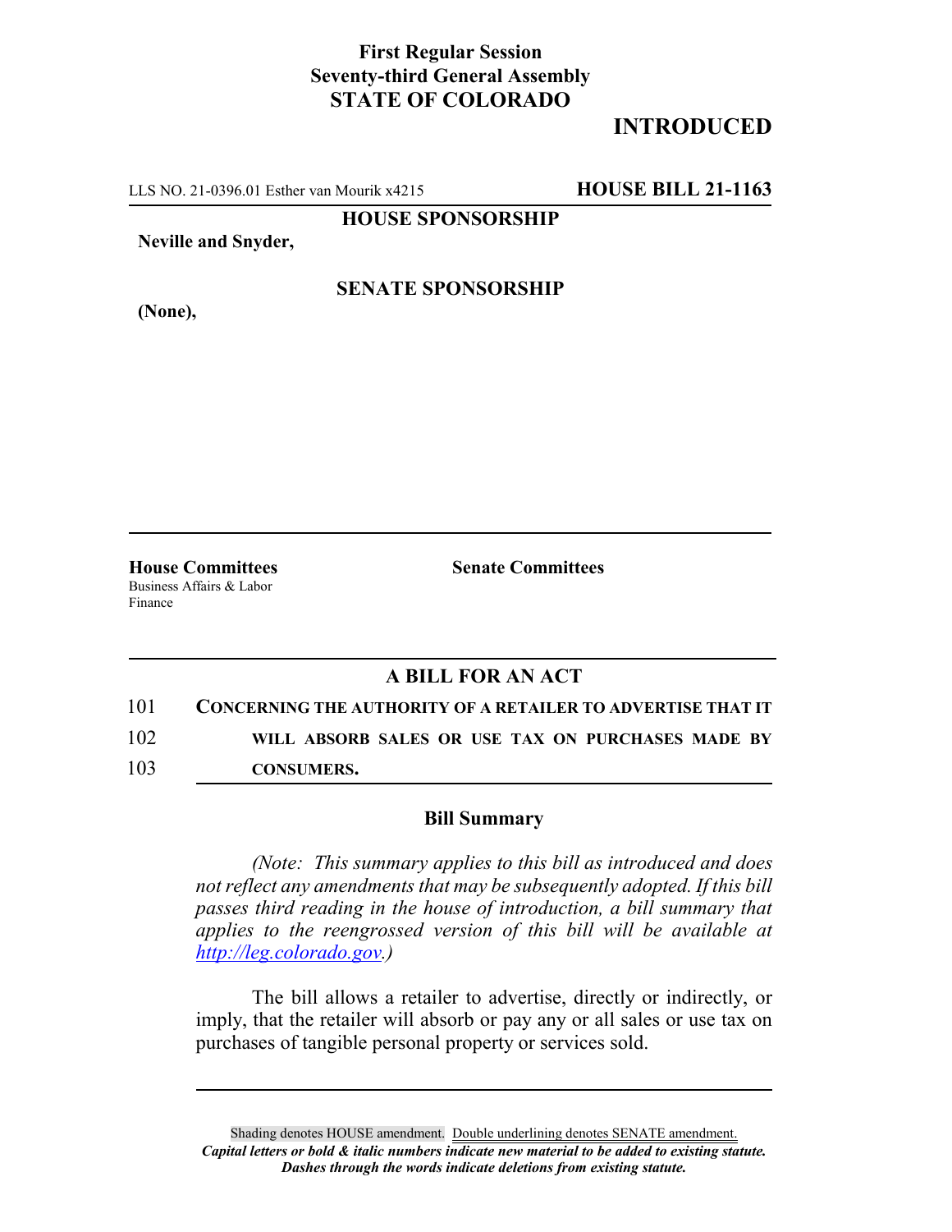**First Regular Session**
**Seventy-third General Assembly**
**STATE OF COLORADO**

**INTRODUCED**

LLS NO. 21-0396.01 Esther van Mourik x4215 **HOUSE BILL 21-1163**

**HOUSE SPONSORSHIP**

**Neville and Snyder,**

**SENATE SPONSORSHIP**

**(None),**

**House Committees**
Business Affairs & Labor
Finance

**Senate Committees**

## A BILL FOR AN ACT

101 **CONCERNING THE AUTHORITY OF A RETAILER TO ADVERTISE THAT IT**
102 **WILL ABSORB SALES OR USE TAX ON PURCHASES MADE BY**
103 **CONSUMERS.**

### Bill Summary

*(Note: This summary applies to this bill as introduced and does not reflect any amendments that may be subsequently adopted. If this bill passes third reading in the house of introduction, a bill summary that applies to the reengrossed version of this bill will be available at http://leg.colorado.gov.)*

The bill allows a retailer to advertise, directly or indirectly, or imply, that the retailer will absorb or pay any or all sales or use tax on purchases of tangible personal property or services sold.

Shading denotes HOUSE amendment. Double underlining denotes SENATE amendment.
*Capital letters or bold & italic numbers indicate new material to be added to existing statute.*
*Dashes through the words indicate deletions from existing statute.*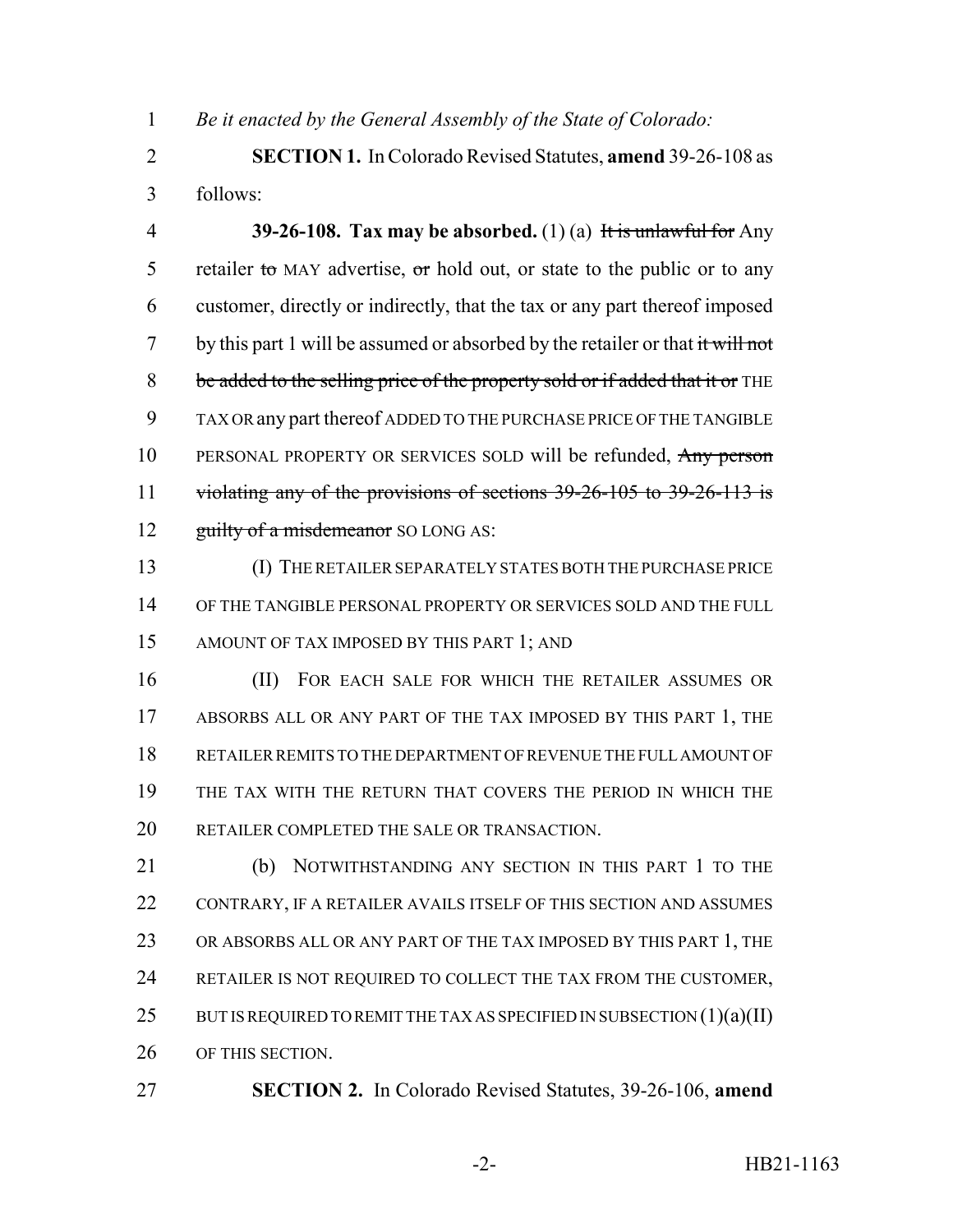*Be it enacted by the General Assembly of the State of Colorado:*

**SECTION 1.** In Colorado Revised Statutes, **amend** 39-26-108 as follows:

**39-26-108. Tax may be absorbed.** (1) (a) ~~It is unlawful for~~ Any retailer ~~to~~ MAY advertise, ~~or~~ hold out, or state to the public or to any customer, directly or indirectly, that the tax or any part thereof imposed by this part 1 will be assumed or absorbed by the retailer or that ~~it will not be added to the selling price of the property sold or if added that it or~~ THE TAX OR any part thereof ADDED TO THE PURCHASE PRICE OF THE TANGIBLE PERSONAL PROPERTY OR SERVICES SOLD will be refunded, ~~Any person violating any of the provisions of sections 39-26-105 to 39-26-113 is guilty of a misdemeanor~~ SO LONG AS:

(I) THE RETAILER SEPARATELY STATES BOTH THE PURCHASE PRICE OF THE TANGIBLE PERSONAL PROPERTY OR SERVICES SOLD AND THE FULL AMOUNT OF TAX IMPOSED BY THIS PART 1; AND

(II) FOR EACH SALE FOR WHICH THE RETAILER ASSUMES OR ABSORBS ALL OR ANY PART OF THE TAX IMPOSED BY THIS PART 1, THE RETAILER REMITS TO THE DEPARTMENT OF REVENUE THE FULL AMOUNT OF THE TAX WITH THE RETURN THAT COVERS THE PERIOD IN WHICH THE RETAILER COMPLETED THE SALE OR TRANSACTION.

(b) NOTWITHSTANDING ANY SECTION IN THIS PART 1 TO THE CONTRARY, IF A RETAILER AVAILS ITSELF OF THIS SECTION AND ASSUMES OR ABSORBS ALL OR ANY PART OF THE TAX IMPOSED BY THIS PART 1, THE RETAILER IS NOT REQUIRED TO COLLECT THE TAX FROM THE CUSTOMER, BUT IS REQUIRED TO REMIT THE TAX AS SPECIFIED IN SUBSECTION (1)(a)(II) OF THIS SECTION.

**SECTION 2.** In Colorado Revised Statutes, 39-26-106, **amend**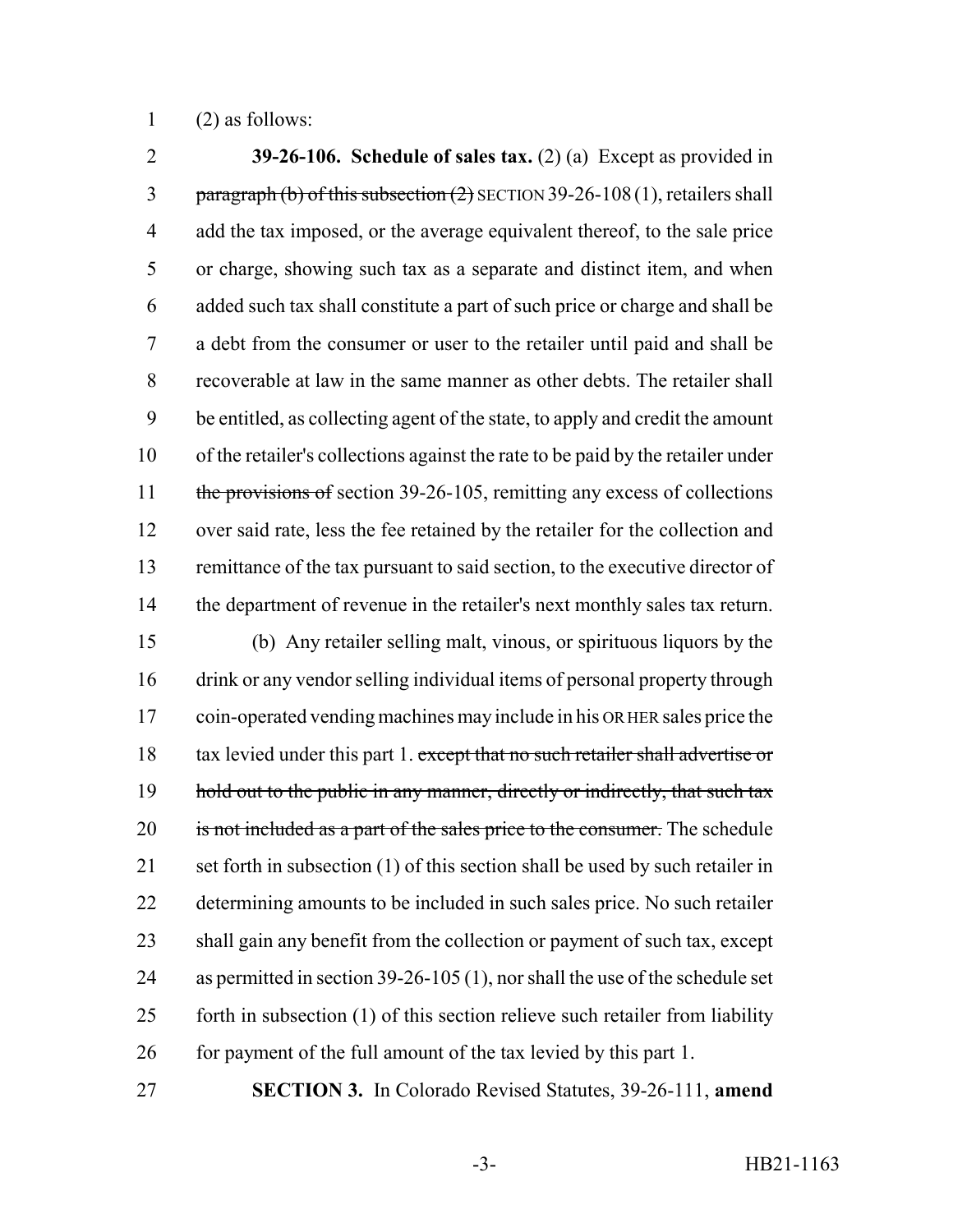(2) as follows:

**39-26-106. Schedule of sales tax.** (2) (a) Except as provided in ~~paragraph (b) of this subsection (2)~~ SECTION 39-26-108 (1), retailers shall add the tax imposed, or the average equivalent thereof, to the sale price or charge, showing such tax as a separate and distinct item, and when added such tax shall constitute a part of such price or charge and shall be a debt from the consumer or user to the retailer until paid and shall be recoverable at law in the same manner as other debts. The retailer shall be entitled, as collecting agent of the state, to apply and credit the amount of the retailer's collections against the rate to be paid by the retailer under ~~the provisions of~~ section 39-26-105, remitting any excess of collections over said rate, less the fee retained by the retailer for the collection and remittance of the tax pursuant to said section, to the executive director of the department of revenue in the retailer's next monthly sales tax return.

(b) Any retailer selling malt, vinous, or spirituous liquors by the drink or any vendor selling individual items of personal property through coin-operated vending machines may include in his OR HER sales price the tax levied under this part 1. ~~except that no such retailer shall advertise or hold out to the public in any manner, directly or indirectly, that such tax is not included as a part of the sales price to the consumer.~~ The schedule set forth in subsection (1) of this section shall be used by such retailer in determining amounts to be included in such sales price. No such retailer shall gain any benefit from the collection or payment of such tax, except as permitted in section 39-26-105 (1), nor shall the use of the schedule set forth in subsection (1) of this section relieve such retailer from liability for payment of the full amount of the tax levied by this part 1.

**SECTION 3.** In Colorado Revised Statutes, 39-26-111, **amend**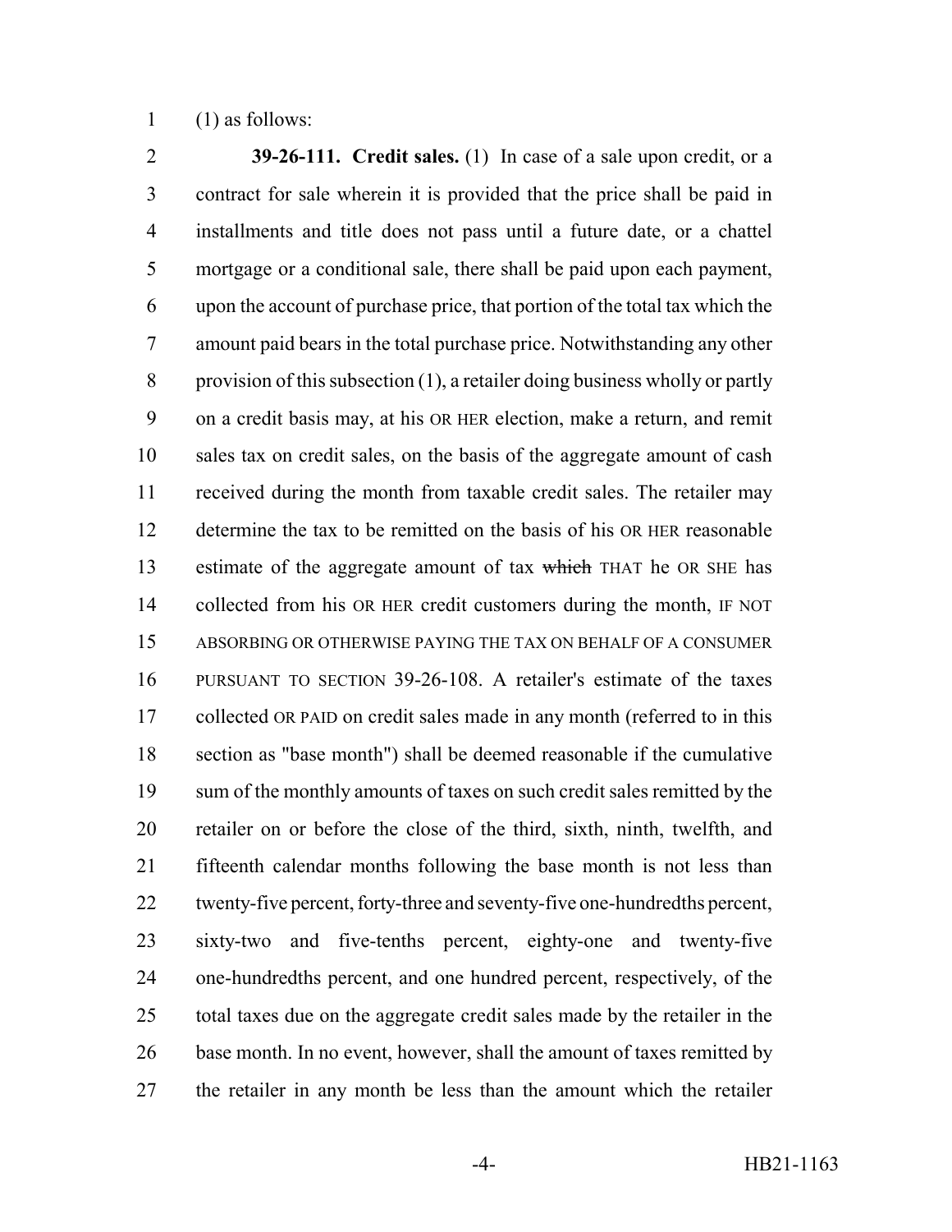(1) as follows:

**39-26-111. Credit sales.** (1) In case of a sale upon credit, or a contract for sale wherein it is provided that the price shall be paid in installments and title does not pass until a future date, or a chattel mortgage or a conditional sale, there shall be paid upon each payment, upon the account of purchase price, that portion of the total tax which the amount paid bears in the total purchase price. Notwithstanding any other provision of this subsection (1), a retailer doing business wholly or partly on a credit basis may, at his OR HER election, make a return, and remit sales tax on credit sales, on the basis of the aggregate amount of cash received during the month from taxable credit sales. The retailer may determine the tax to be remitted on the basis of his OR HER reasonable estimate of the aggregate amount of tax ~~which~~ THAT he OR SHE has collected from his OR HER credit customers during the month, IF NOT ABSORBING OR OTHERWISE PAYING THE TAX ON BEHALF OF A CONSUMER PURSUANT TO SECTION 39-26-108. A retailer's estimate of the taxes collected OR PAID on credit sales made in any month (referred to in this section as "base month") shall be deemed reasonable if the cumulative sum of the monthly amounts of taxes on such credit sales remitted by the retailer on or before the close of the third, sixth, ninth, twelfth, and fifteenth calendar months following the base month is not less than twenty-five percent, forty-three and seventy-five one-hundredths percent, sixty-two and five-tenths percent, eighty-one and twenty-five one-hundredths percent, and one hundred percent, respectively, of the total taxes due on the aggregate credit sales made by the retailer in the base month. In no event, however, shall the amount of taxes remitted by the retailer in any month be less than the amount which the retailer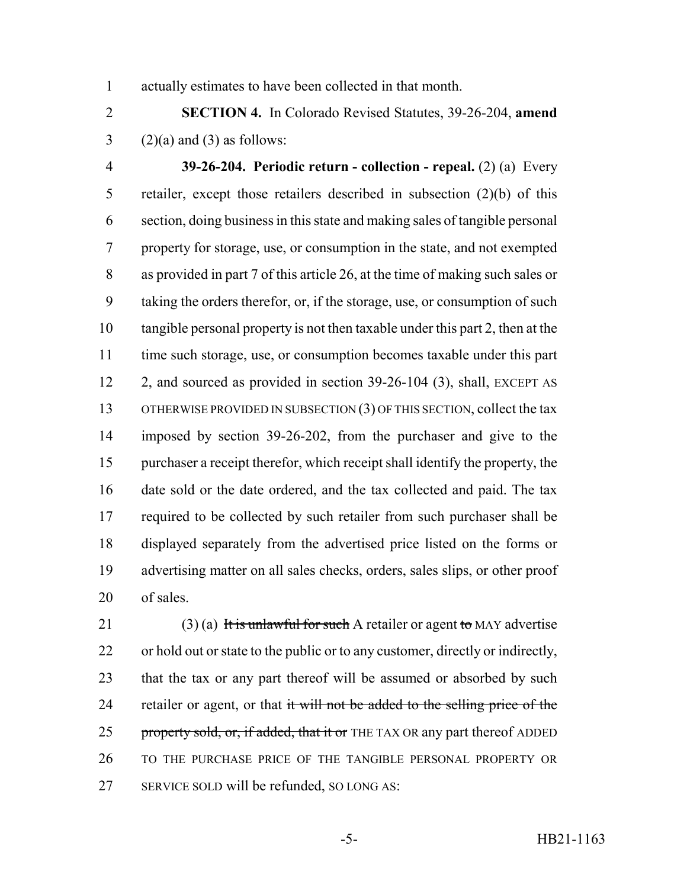actually estimates to have been collected in that month.

**SECTION 4.** In Colorado Revised Statutes, 39-26-204, **amend** (2)(a) and (3) as follows:

**39-26-204. Periodic return - collection - repeal.** (2) (a) Every retailer, except those retailers described in subsection (2)(b) of this section, doing business in this state and making sales of tangible personal property for storage, use, or consumption in the state, and not exempted as provided in part 7 of this article 26, at the time of making such sales or taking the orders therefor, or, if the storage, use, or consumption of such tangible personal property is not then taxable under this part 2, then at the time such storage, use, or consumption becomes taxable under this part 2, and sourced as provided in section 39-26-104 (3), shall, EXCEPT AS OTHERWISE PROVIDED IN SUBSECTION (3) OF THIS SECTION, collect the tax imposed by section 39-26-202, from the purchaser and give to the purchaser a receipt therefor, which receipt shall identify the property, the date sold or the date ordered, and the tax collected and paid. The tax required to be collected by such retailer from such purchaser shall be displayed separately from the advertised price listed on the forms or advertising matter on all sales checks, orders, sales slips, or other proof of sales.

(3) (a) ~~It is unlawful for such~~ A retailer or agent ~~to~~ MAY advertise or hold out or state to the public or to any customer, directly or indirectly, that the tax or any part thereof will be assumed or absorbed by such retailer or agent, or that ~~it will not be added to the selling price of the property sold, or, if added, that it or~~ THE TAX OR any part thereof ADDED TO THE PURCHASE PRICE OF THE TANGIBLE PERSONAL PROPERTY OR SERVICE SOLD will be refunded, SO LONG AS: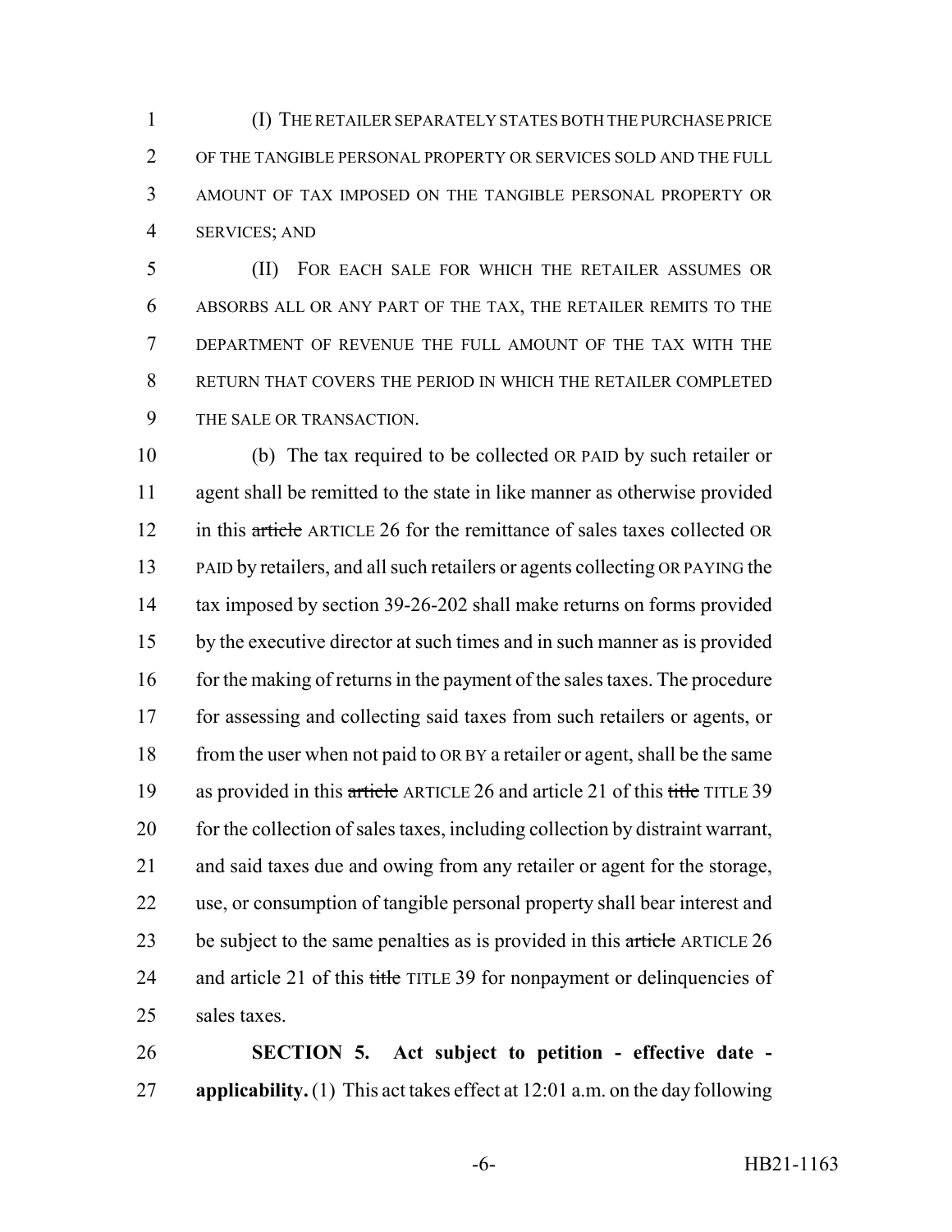(I) THE RETAILER SEPARATELY STATES BOTH THE PURCHASE PRICE OF THE TANGIBLE PERSONAL PROPERTY OR SERVICES SOLD AND THE FULL AMOUNT OF TAX IMPOSED ON THE TANGIBLE PERSONAL PROPERTY OR SERVICES; AND

(II) FOR EACH SALE FOR WHICH THE RETAILER ASSUMES OR ABSORBS ALL OR ANY PART OF THE TAX, THE RETAILER REMITS TO THE DEPARTMENT OF REVENUE THE FULL AMOUNT OF THE TAX WITH THE RETURN THAT COVERS THE PERIOD IN WHICH THE RETAILER COMPLETED THE SALE OR TRANSACTION.

(b) The tax required to be collected OR PAID by such retailer or agent shall be remitted to the state in like manner as otherwise provided in this ~~article~~ ARTICLE 26 for the remittance of sales taxes collected OR PAID by retailers, and all such retailers or agents collecting OR PAYING the tax imposed by section 39-26-202 shall make returns on forms provided by the executive director at such times and in such manner as is provided for the making of returns in the payment of the sales taxes. The procedure for assessing and collecting said taxes from such retailers or agents, or from the user when not paid to OR BY a retailer or agent, shall be the same as provided in this ~~article~~ ARTICLE 26 and article 21 of this ~~title~~ TITLE 39 for the collection of sales taxes, including collection by distraint warrant, and said taxes due and owing from any retailer or agent for the storage, use, or consumption of tangible personal property shall bear interest and be subject to the same penalties as is provided in this ~~article~~ ARTICLE 26 and article 21 of this ~~title~~ TITLE 39 for nonpayment or delinquencies of sales taxes.

**SECTION 5. Act subject to petition - effective date - applicability.** (1) This act takes effect at 12:01 a.m. on the day following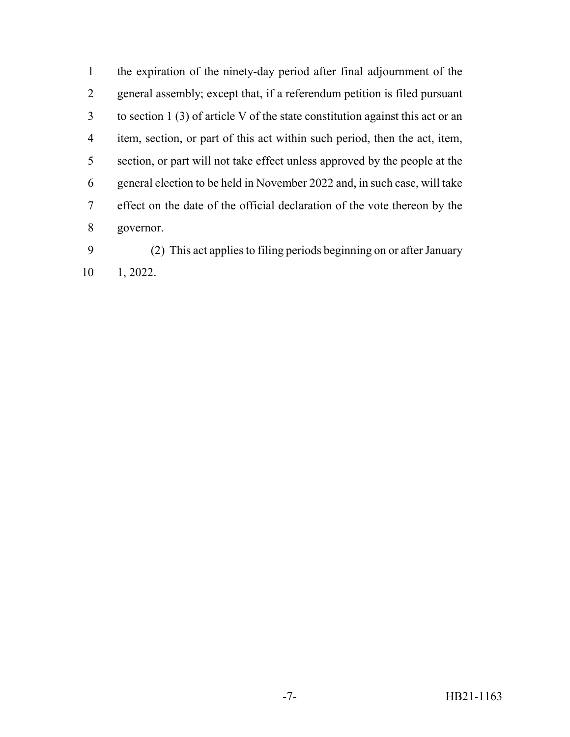the expiration of the ninety-day period after final adjournment of the general assembly; except that, if a referendum petition is filed pursuant to section 1 (3) of article V of the state constitution against this act or an item, section, or part of this act within such period, then the act, item, section, or part will not take effect unless approved by the people at the general election to be held in November 2022 and, in such case, will take effect on the date of the official declaration of the vote thereon by the governor.

(2) This act applies to filing periods beginning on or after January 1, 2022.